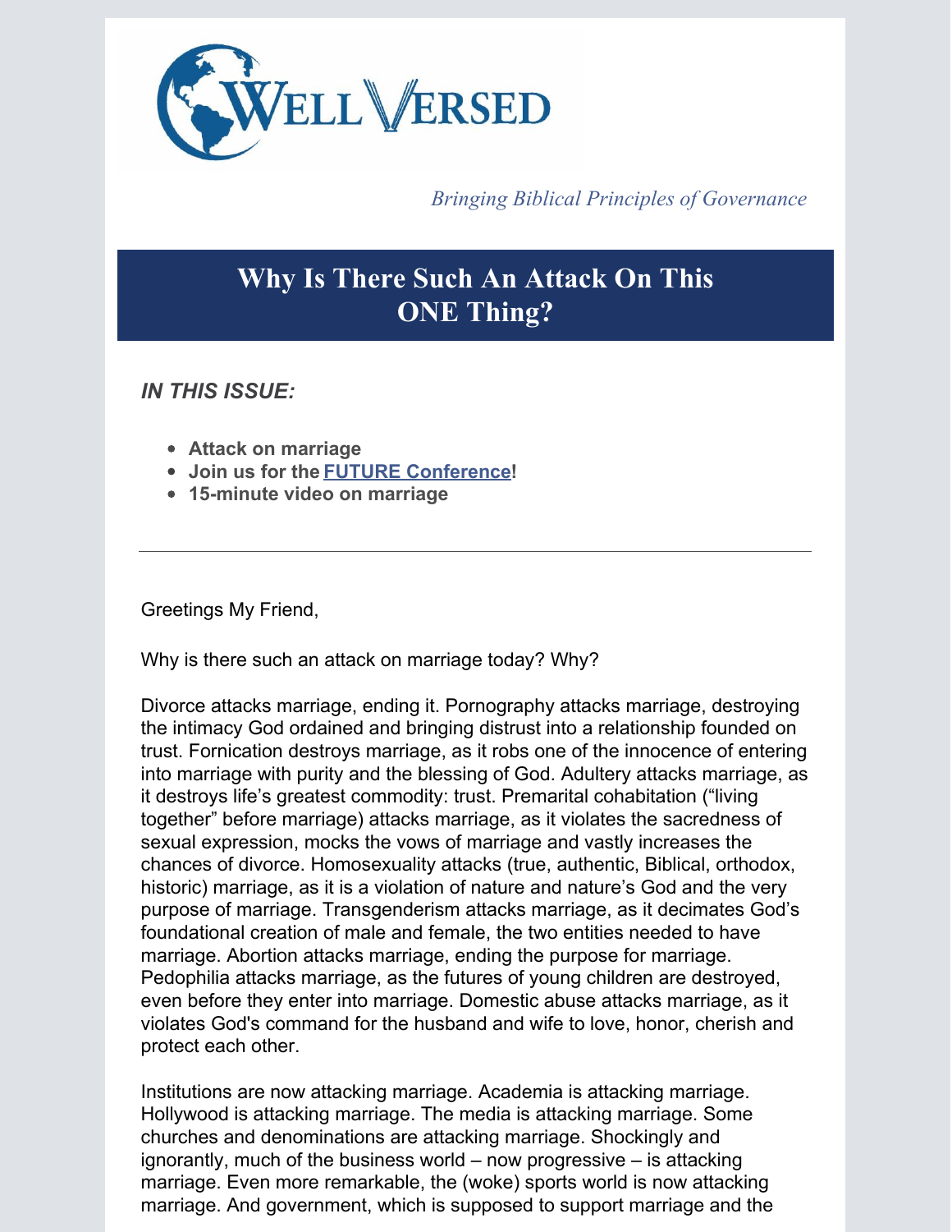# WELL VERSED

*Bringing Biblical Principles of Governance*

## Why Is There Such An Attack On This ONE Thing?

***IN THIS ISSUE:***

- **Attack on marriage**
- **Join us for the [FUTURE Conference](#)!**
- **15-minute video on marriage**

---

Greetings My Friend,

Why is there such an attack on marriage today? Why?

Divorce attacks marriage, ending it. Pornography attacks marriage, destroying the intimacy God ordained and bringing distrust into a relationship founded on trust. Fornication destroys marriage, as it robs one of the innocence of entering into marriage with purity and the blessing of God. Adultery attacks marriage, as it destroys life's greatest commodity: trust. Premarital cohabitation ("living together" before marriage) attacks marriage, as it violates the sacredness of sexual expression, mocks the vows of marriage and vastly increases the chances of divorce. Homosexuality attacks (true, authentic, Biblical, orthodox, historic) marriage, as it is a violation of nature and nature's God and the very purpose of marriage. Transgenderism attacks marriage, as it decimates God's foundational creation of male and female, the two entities needed to have marriage. Abortion attacks marriage, ending the purpose for marriage. Pedophilia attacks marriage, as the futures of young children are destroyed, even before they enter into marriage. Domestic abuse attacks marriage, as it violates God's command for the husband and wife to love, honor, cherish and protect each other.

Institutions are now attacking marriage. Academia is attacking marriage. Hollywood is attacking marriage. The media is attacking marriage. Some churches and denominations are attacking marriage. Shockingly and ignorantly, much of the business world – now progressive – is attacking marriage. Even more remarkable, the (woke) sports world is now attacking marriage. And government, which is supposed to support marriage and the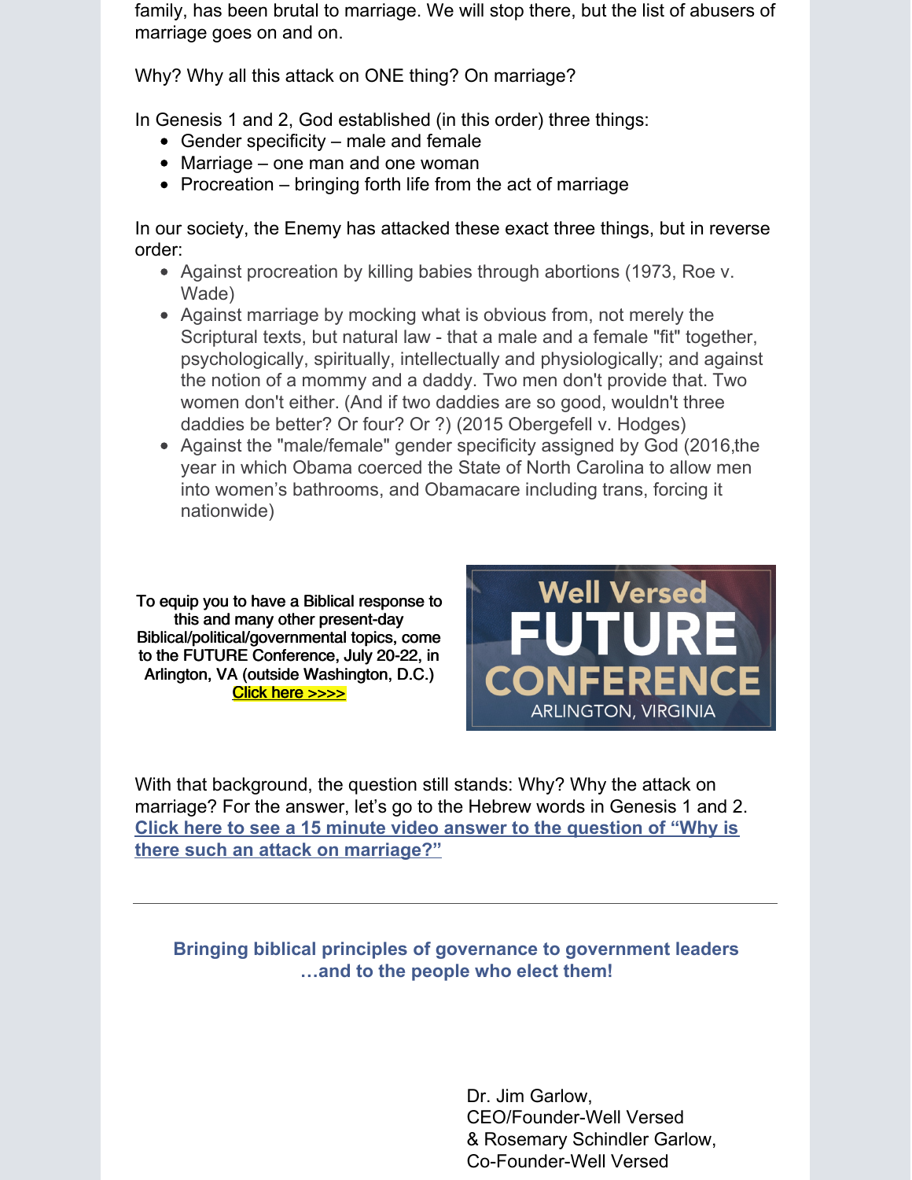family, has been brutal to marriage. We will stop there, but the list of abusers of marriage goes on and on.

Why? Why all this attack on ONE thing? On marriage?

In Genesis 1 and 2, God established (in this order) three things:

- Gender specificity – male and female
- Marriage – one man and one woman
- Procreation – bringing forth life from the act of marriage

In our society, the Enemy has attacked these exact three things, but in reverse order:

- Against procreation by killing babies through abortions (1973, Roe v. Wade)
- Against marriage by mocking what is obvious from, not merely the Scriptural texts, but natural law - that a male and a female "fit" together, psychologically, spiritually, intellectually and physiologically; and against the notion of a mommy and a daddy. Two men don't provide that. Two women don't either. (And if two daddies are so good, wouldn't three daddies be better? Or four? Or ?) (2015 Obergefell v. Hodges)
- Against the "male/female" gender specificity assigned by God (2016,the year in which Obama coerced the State of North Carolina to allow men into women's bathrooms, and Obamacare including trans, forcing it nationwide)

**To equip you to have a Biblical response to this and many other present-day Biblical/political/governmental topics, come to the FUTURE Conference, July 20-22, in Arlington, VA (outside Washington, D.C.)**
**Click here >>>>**

Well Versed FUTURE CONFERENCE ARLINGTON, VIRGINIA

With that background, the question still stands: Why? Why the attack on marriage? For the answer, let's go to the Hebrew words in Genesis 1 and 2. **Click here to see a 15 minute video answer to the question of "Why is there such an attack on marriage?"**

---

**Bringing biblical principles of governance to government leaders …and to the people who elect them!**

Dr. Jim Garlow,
CEO/Founder-Well Versed
& Rosemary Schindler Garlow,
Co-Founder-Well Versed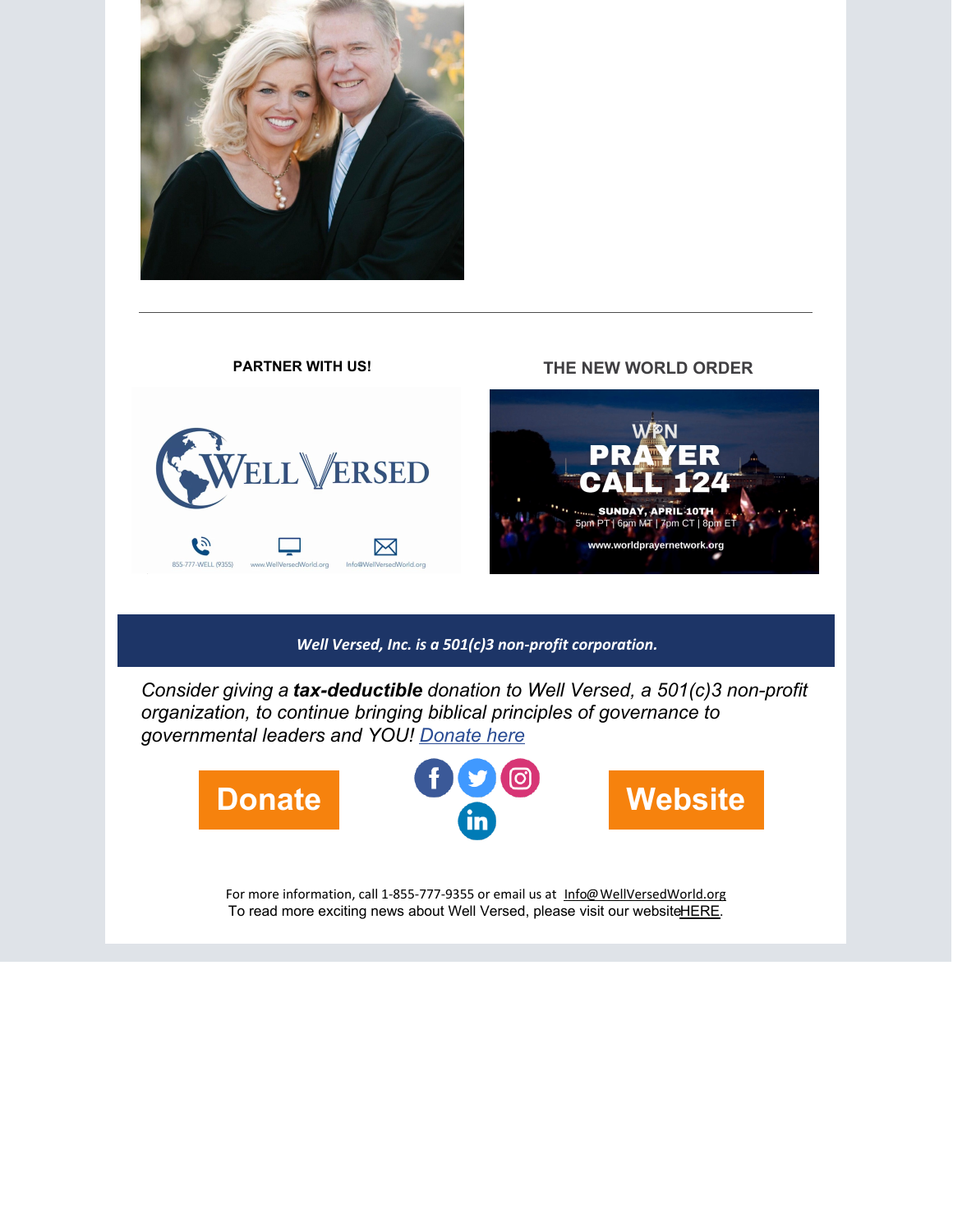**PARTNER WITH US!**

**THE NEW WORLD ORDER**

*Well Versed, Inc. is a 501(c)3 non-profit corporation.*

*Consider giving a **tax-deductible** donation to Well Versed, a 501(c)3 non-profit organization, to continue bringing biblical principles of governance to governmental leaders and YOU! [Donate here]*

Donate

Website

For more information, call 1-855-777-9355 or email us at Info@WellVersedWorld.org
To read more exciting news about Well Versed, please visit our website HERE.